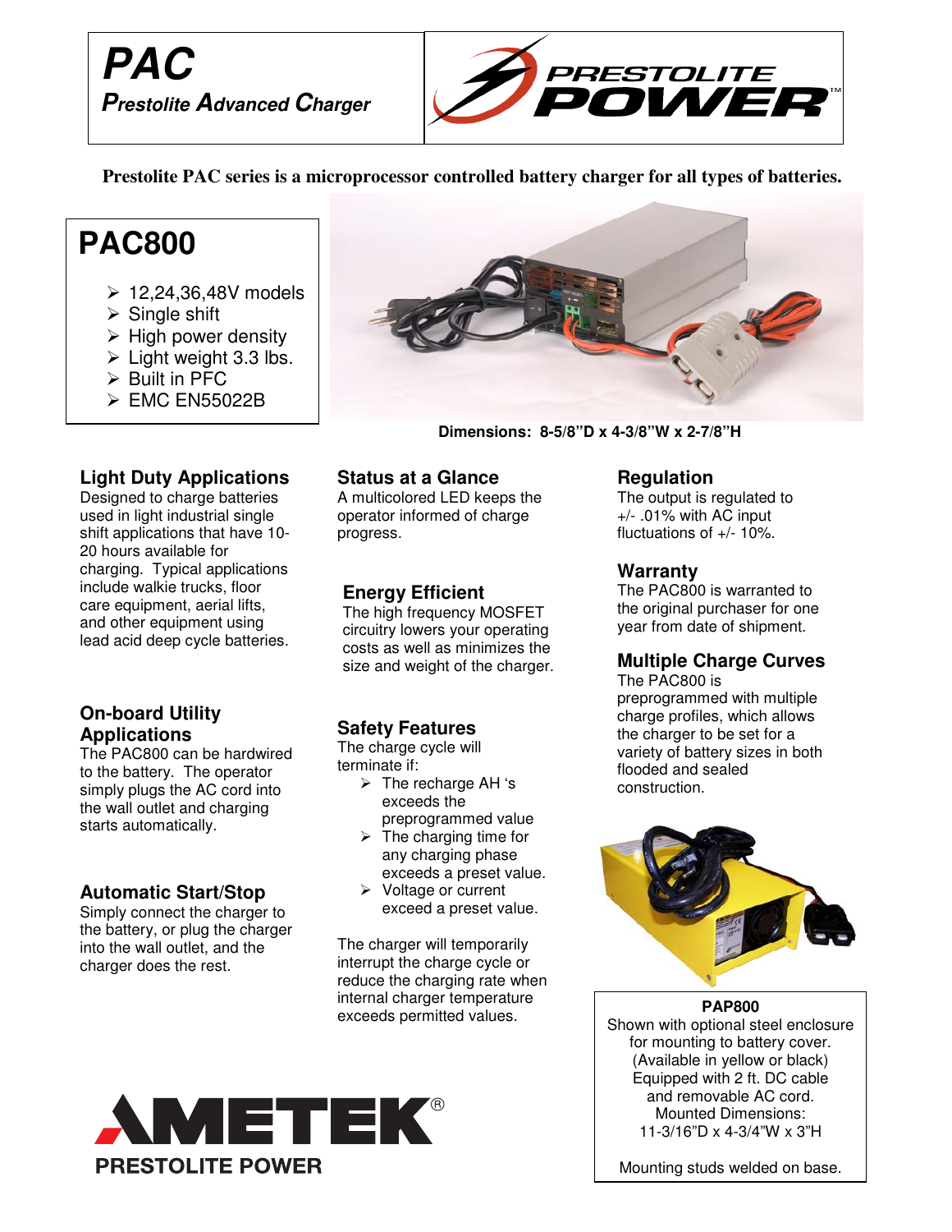# PAC

***P**restolite **A**dvanced **C**harger*

PRESTOLITE POWER™

**Prestolite PAC series is a microprocessor controlled battery charger for all types of batteries.**

## PAC800

- 12,24,36,48V models
- Single shift
- High power density
- Light weight 3.3 lbs.
- Built in PFC
- EMC EN55022B

**Dimensions: 8-5/8"D x 4-3/8"W x 2-7/8"H**

### Light Duty Applications

Designed to charge batteries used in light industrial single shift applications that have 10-20 hours available for charging. Typical applications include walkie trucks, floor care equipment, aerial lifts, and other equipment using lead acid deep cycle batteries.

### On-board Utility Applications

The PAC800 can be hardwired to the battery. The operator simply plugs the AC cord into the wall outlet and charging starts automatically.

### Automatic Start/Stop

Simply connect the charger to the battery, or plug the charger into the wall outlet, and the charger does the rest.

### Status at a Glance

A multicolored LED keeps the operator informed of charge progress.

### Energy Efficient

The high frequency MOSFET circuitry lowers your operating costs as well as minimizes the size and weight of the charger.

### Safety Features

The charge cycle will terminate if:

- The recharge AH 's exceeds the preprogrammed value
- The charging time for any charging phase exceeds a preset value.
- Voltage or current exceed a preset value.

The charger will temporarily interrupt the charge cycle or reduce the charging rate when internal charger temperature exceeds permitted values.

### Regulation

The output is regulated to +/- .01% with AC input fluctuations of +/- 10%.

### Warranty

The PAC800 is warranted to the original purchaser for one year from date of shipment.

### Multiple Charge Curves

The PAC800 is preprogrammed with multiple charge profiles, which allows the charger to be set for a variety of battery sizes in both flooded and sealed construction.

**PAP800**

Shown with optional steel enclosure for mounting to battery cover. (Available in yellow or black) Equipped with 2 ft. DC cable and removable AC cord. Mounted Dimensions: 11-3/16"D x 4-3/4"W x 3"H

Mounting studs welded on base.

AMETEK®

PRESTOLITE POWER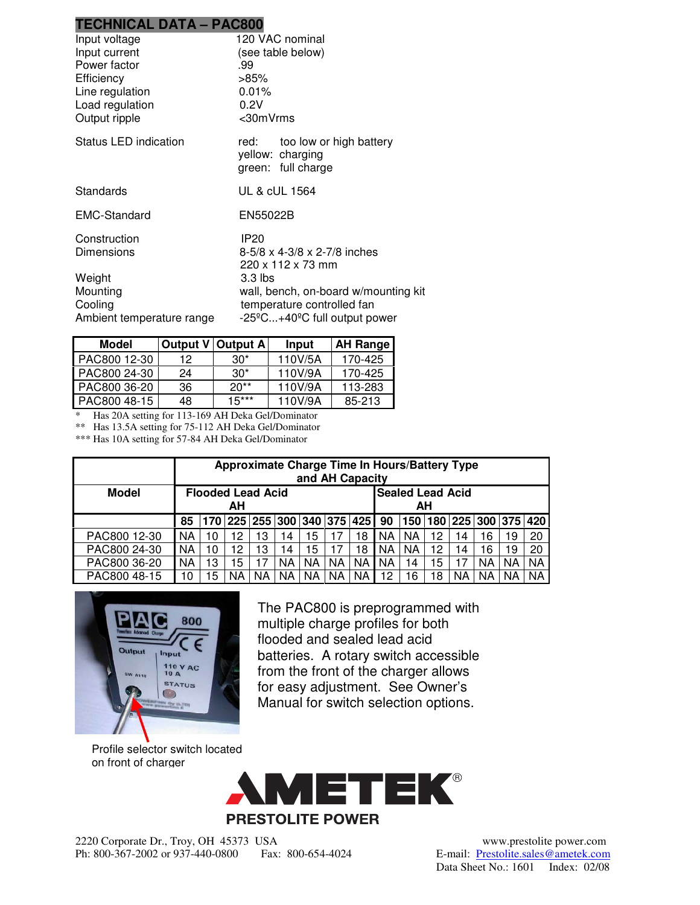## TECHNICAL DATA – PAC800

| | |
|---|---|
| Input voltage | 120 VAC nominal |
| Input current | (see table below) |
| Power factor | .99 |
| Efficiency | >85% |
| Line regulation | 0.01% |
| Load regulation | 0.2V |
| Output ripple | <30mVrms |
| Status LED indication | red: too low or high battery<br>yellow: charging<br>green: full charge |
| Standards | UL & cUL 1564 |
| EMC-Standard | EN55022B |
| Construction | IP20 |
| Dimensions | 8-5/8 x 4-3/8 x 2-7/8 inches<br>220 x 112 x 73 mm |
| Weight | 3.3 lbs |
| Mounting | wall, bench, on-board w/mounting kit |
| Cooling | temperature controlled fan |
| Ambient temperature range | -25ºC...+40ºC full output power |

| Model | Output V | Output A | Input | AH Range |
|---|---|---|---|---|
| PAC800 12-30 | 12 | 30* | 110V/5A | 170-425 |
| PAC800 24-30 | 24 | 30* | 110V/9A | 170-425 |
| PAC800 36-20 | 36 | 20** | 110V/9A | 113-283 |
| PAC800 48-15 | 48 | 15*** | 110V/9A | 85-213 |

\* Has 20A setting for 113-169 AH Deka Gel/Dominator
** Has 13.5A setting for 75-112 AH Deka Gel/Dominator
*** Has 10A setting for 57-84 AH Deka Gel/Dominator

| | Approximate Charge Time In Hours/Battery Type and AH Capacity | | | | | | | | | | | | | | |
|---|---|---|---|---|---|---|---|---|---|---|---|---|---|---|---|
| Model | Flooded Lead Acid AH | | | | | | | | Sealed Lead Acid AH | | | | | | |
| | 85 | 170 | 225 | 255 | 300 | 340 | 375 | 425 | 90 | 150 | 180 | 225 | 300 | 375 | 420 |
| PAC800 12-30 | NA | 10 | 12 | 13 | 14 | 15 | 17 | 18 | NA | NA | 12 | 14 | 16 | 19 | 20 |
| PAC800 24-30 | NA | 10 | 12 | 13 | 14 | 15 | 17 | 18 | NA | NA | 12 | 14 | 16 | 19 | 20 |
| PAC800 36-20 | NA | 13 | 15 | 17 | NA | NA | NA | NA | NA | 14 | 15 | 17 | NA | NA | NA |
| PAC800 48-15 | 10 | 15 | NA | NA | NA | NA | NA | NA | 12 | 16 | 18 | NA | NA | NA | NA |

Profile selector switch located on front of charger

The PAC800 is preprogrammed with multiple charge profiles for both flooded and sealed lead acid batteries. A rotary switch accessible from the front of the charger allows for easy adjustment. See Owner's Manual for switch selection options.

**AMETEK®**
**PRESTOLITE POWER**

2220 Corporate Dr., Troy, OH 45373 USA
Ph: 800-367-2002 or 937-440-0800  Fax: 800-654-4024

www.prestolite power.com
E-mail: Prestolite.sales@ametek.com
Data Sheet No.: 1601  Index: 02/08